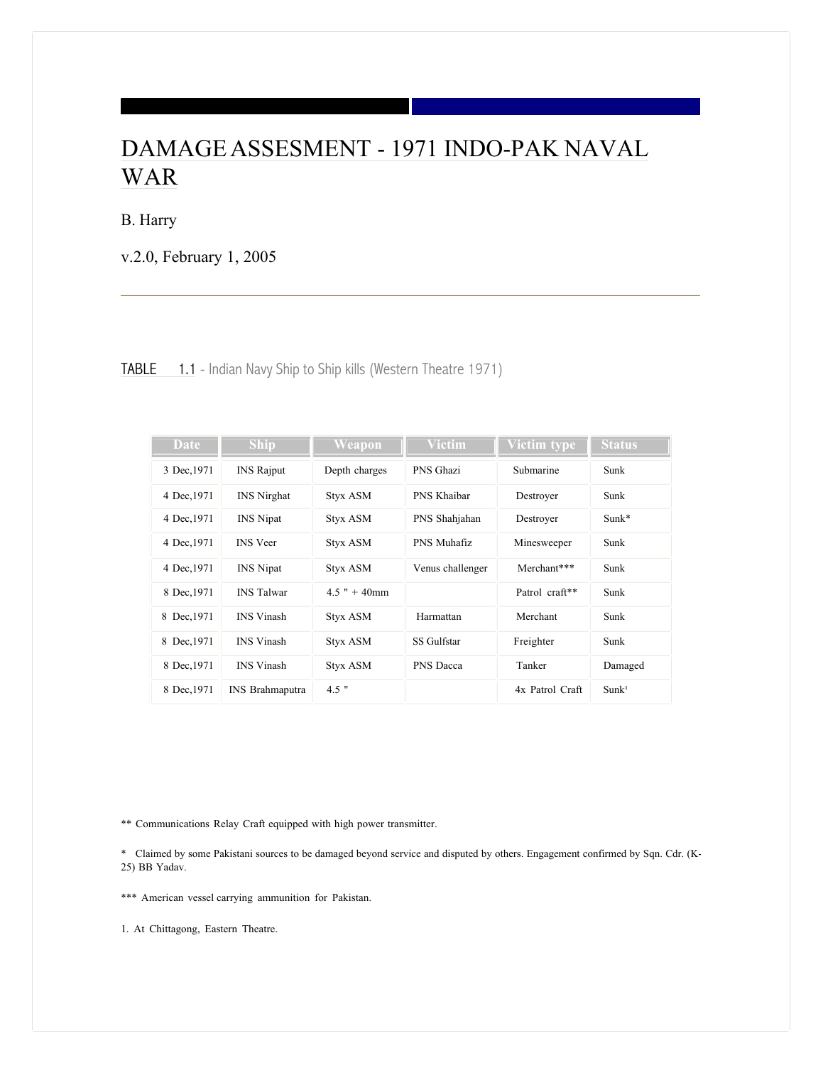# DAMAGE ASSESMENT - 1971 INDO-PAK NAVAL WAR

B. Harry

v.2.0, February 1, 2005

---

TABLE 1.1 - Indian Navy Ship to Ship kills (Western Theatre 1971)

| Date | Ship | Weapon | Victim | Victim type | Status |
|---|---|---|---|---|---|
| 3 Dec,1971 | INS Rajput | Depth charges | PNS Ghazi | Submarine | Sunk |
| 4 Dec,1971 | INS Nirghat | Styx ASM | PNS Khaibar | Destroyer | Sunk |
| 4 Dec,1971 | INS Nipat | Styx ASM | PNS Shahjahan | Destroyer | Sunk* |
| 4 Dec,1971 | INS Veer | Styx ASM | PNS Muhafiz | Minesweeper | Sunk |
| 4 Dec,1971 | INS Nipat | Styx ASM | Venus challenger | Merchant*** | Sunk |
| 8 Dec,1971 | INS Talwar | 4.5 " + 40mm | | Patrol craft** | Sunk |
| 8 Dec,1971 | INS Vinash | Styx ASM | Harmattan | Merchant | Sunk |
| 8 Dec,1971 | INS Vinash | Styx ASM | SS Gulfstar | Freighter | Sunk |
| 8 Dec,1971 | INS Vinash | Styx ASM | PNS Dacca | Tanker | Damaged |
| 8 Dec,1971 | INS Brahmaputra | 4.5 " | | 4x Patrol Craft | Sunk[1] |

** Communications Relay Craft equipped with high power transmitter.

* Claimed by some Pakistani sources to be damaged beyond service and disputed by others. Engagement confirmed by Sqn. Cdr. (K-25) BB Yadav.

*** American vessel carrying ammunition for Pakistan.

1. At Chittagong, Eastern Theatre.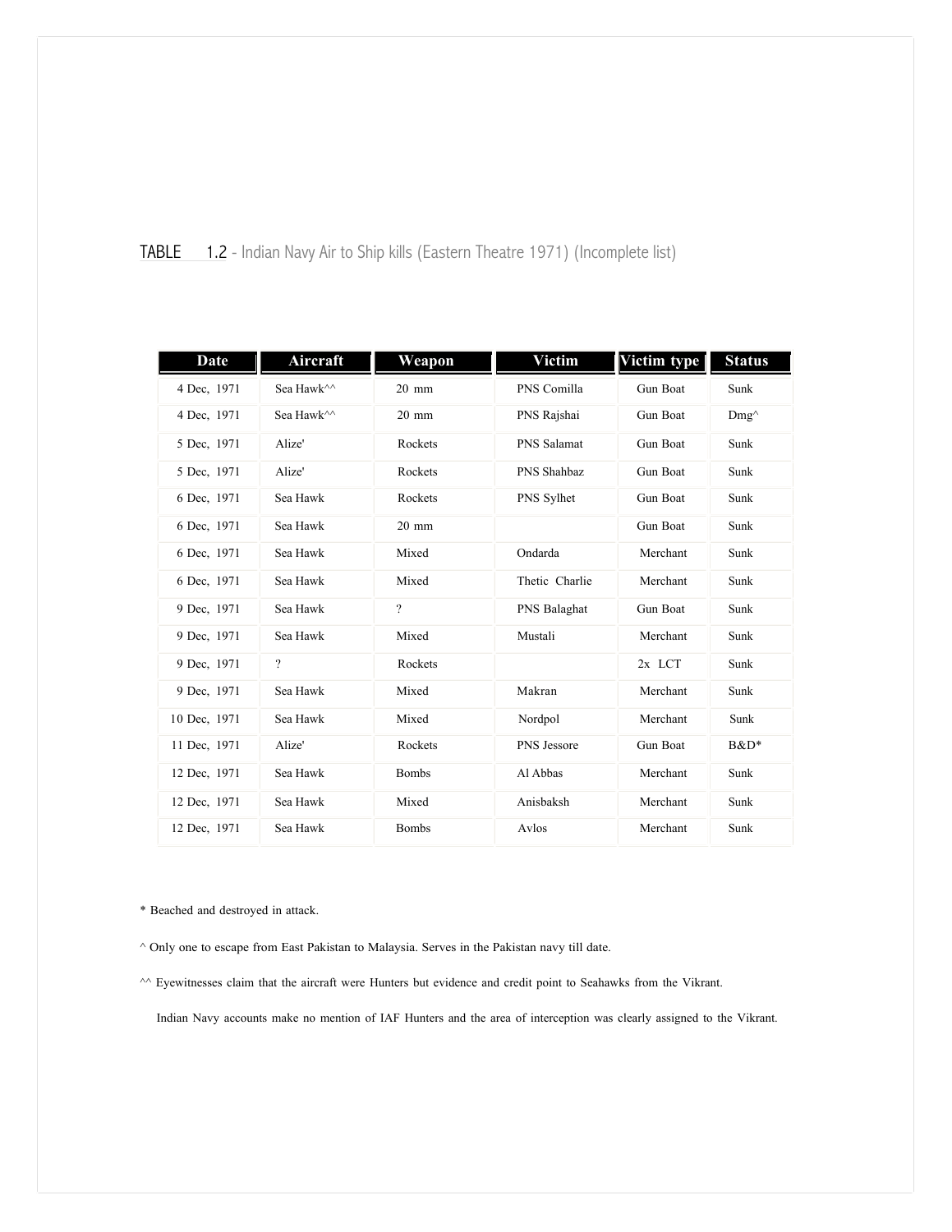TABLE 1.2 - Indian Navy Air to Ship kills (Eastern Theatre 1971) (Incomplete list)

| Date | Aircraft | Weapon | Victim | Victim type | Status |
|---|---|---|---|---|---|
| 4 Dec, 1971 | Sea Hawk^^ | 20 mm | PNS Comilla | Gun Boat | Sunk |
| 4 Dec, 1971 | Sea Hawk^^ | 20 mm | PNS Rajshai | Gun Boat | Dmg^ |
| 5 Dec, 1971 | Alize' | Rockets | PNS Salamat | Gun Boat | Sunk |
| 5 Dec, 1971 | Alize' | Rockets | PNS Shahbaz | Gun Boat | Sunk |
| 6 Dec, 1971 | Sea Hawk | Rockets | PNS Sylhet | Gun Boat | Sunk |
| 6 Dec, 1971 | Sea Hawk | 20 mm | | Gun Boat | Sunk |
| 6 Dec, 1971 | Sea Hawk | Mixed | Ondarda | Merchant | Sunk |
| 6 Dec, 1971 | Sea Hawk | Mixed | Thetic Charlie | Merchant | Sunk |
| 9 Dec, 1971 | Sea Hawk | ? | PNS Balaghat | Gun Boat | Sunk |
| 9 Dec, 1971 | Sea Hawk | Mixed | Mustali | Merchant | Sunk |
| 9 Dec, 1971 | ? | Rockets | | 2x LCT | Sunk |
| 9 Dec, 1971 | Sea Hawk | Mixed | Makran | Merchant | Sunk |
| 10 Dec, 1971 | Sea Hawk | Mixed | Nordpol | Merchant | Sunk |
| 11 Dec, 1971 | Alize' | Rockets | PNS Jessore | Gun Boat | B&D* |
| 12 Dec, 1971 | Sea Hawk | Bombs | Al Abbas | Merchant | Sunk |
| 12 Dec, 1971 | Sea Hawk | Mixed | Anisbaksh | Merchant | Sunk |
| 12 Dec, 1971 | Sea Hawk | Bombs | Avlos | Merchant | Sunk |

* Beached and destroyed in attack.

^ Only one to escape from East Pakistan to Malaysia. Serves in the Pakistan navy till date.

^^ Eyewitnesses claim that the aircraft were Hunters but evidence and credit point to Seahawks from the Vikrant.

Indian Navy accounts make no mention of IAF Hunters and the area of interception was clearly assigned to the Vikrant.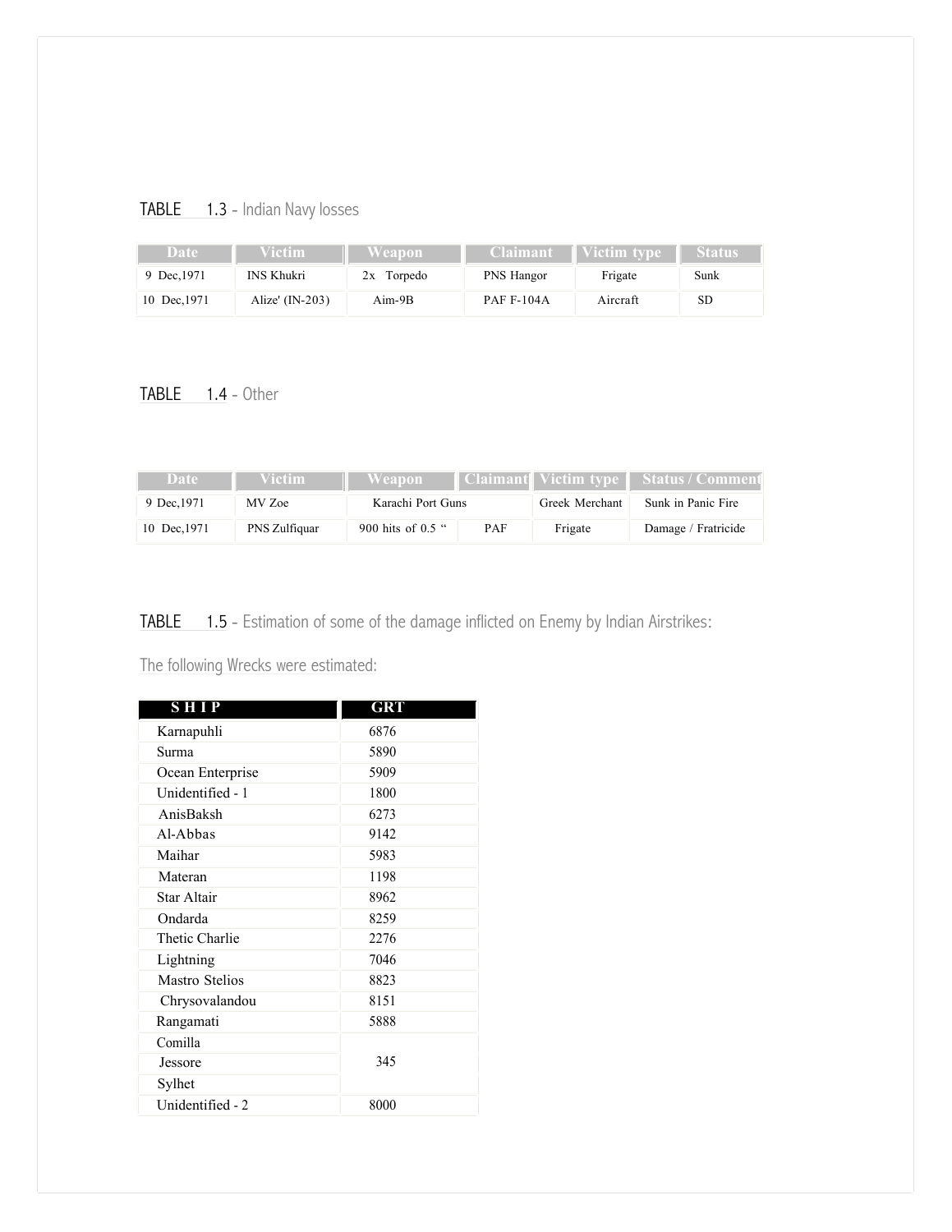TABLE 1.3 - Indian Navy losses

| Date | Victim | Weapon | Claimant | Victim type | Status |
|---|---|---|---|---|---|
| 9 Dec,1971 | INS Khukri | 2x Torpedo | PNS Hangor | Frigate | Sunk |
| 10 Dec,1971 | Alize' (IN-203) | Aim-9B | PAF F-104A | Aircraft | SD |

TABLE 1.4 - Other

| Date | Victim | Weapon | Claimant | Victim type | Status / Comment |
|---|---|---|---|---|---|
| 9 Dec,1971 | MV Zoe | Karachi Port Guns | | Greek Merchant | Sunk in Panic Fire |
| 10 Dec,1971 | PNS Zulfiquar | 900 hits of 0.5 " | PAF | Frigate | Damage / Fratricide |

TABLE 1.5 - Estimation of some of the damage inflicted on Enemy by Indian Airstrikes:

The following Wrecks were estimated:

| SHIP | GRT |
|---|---|
| Karnapuhli | 6876 |
| Surma | 5890 |
| Ocean Enterprise | 5909 |
| Unidentified - 1 | 1800 |
| AnisBaksh | 6273 |
| Al-Abbas | 9142 |
| Maihar | 5983 |
| Materan | 1198 |
| Star Altair | 8962 |
| Ondarda | 8259 |
| Thetic Charlie | 2276 |
| Lightning | 7046 |
| Mastro Stelios | 8823 |
| Chrysovalandou | 8151 |
| Rangamati | 5888 |
| Comilla | |
| Jessore | 345 |
| Sylhet | |
| Unidentified - 2 | 8000 |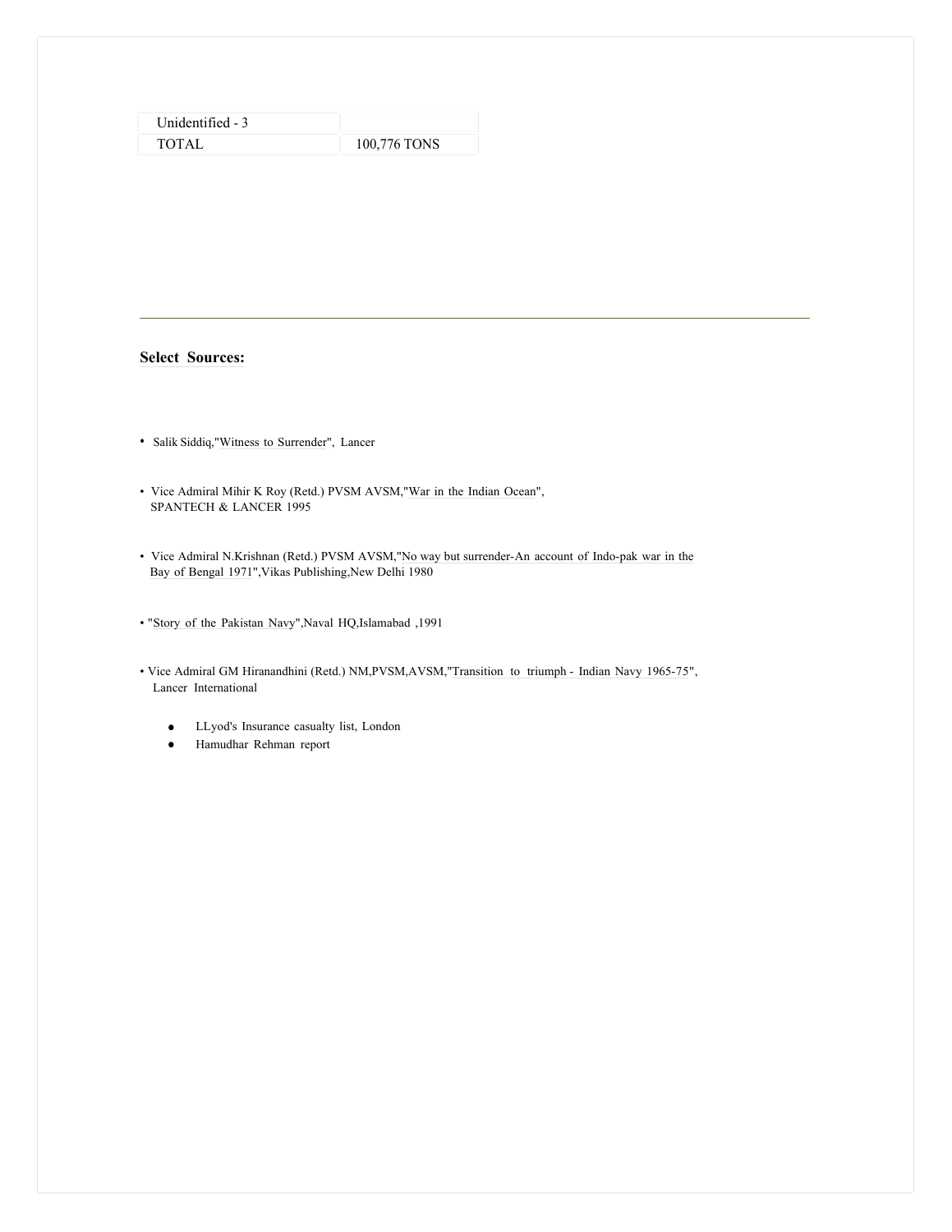| | |
|---|---|
| Unidentified - 3 | |
| TOTAL | 100,776 TONS |

---

**Select Sources:**

- Salik Siddiq,"Witness to Surrender", Lancer
- Vice Admiral Mihir K Roy (Retd.) PVSM AVSM,"War in the Indian Ocean", SPANTECH & LANCER 1995
- Vice Admiral N.Krishnan (Retd.) PVSM AVSM,"No way but surrender-An account of Indo-pak war in the Bay of Bengal 1971",Vikas Publishing,New Delhi 1980
- "Story of the Pakistan Navy",Naval HQ,Islamabad ,1991
- Vice Admiral GM Hiranandhini (Retd.) NM,PVSM,AVSM,"Transition to triumph - Indian Navy 1965-75", Lancer International
  - LLyod's Insurance casualty list, London
  - Hamudhar Rehman report